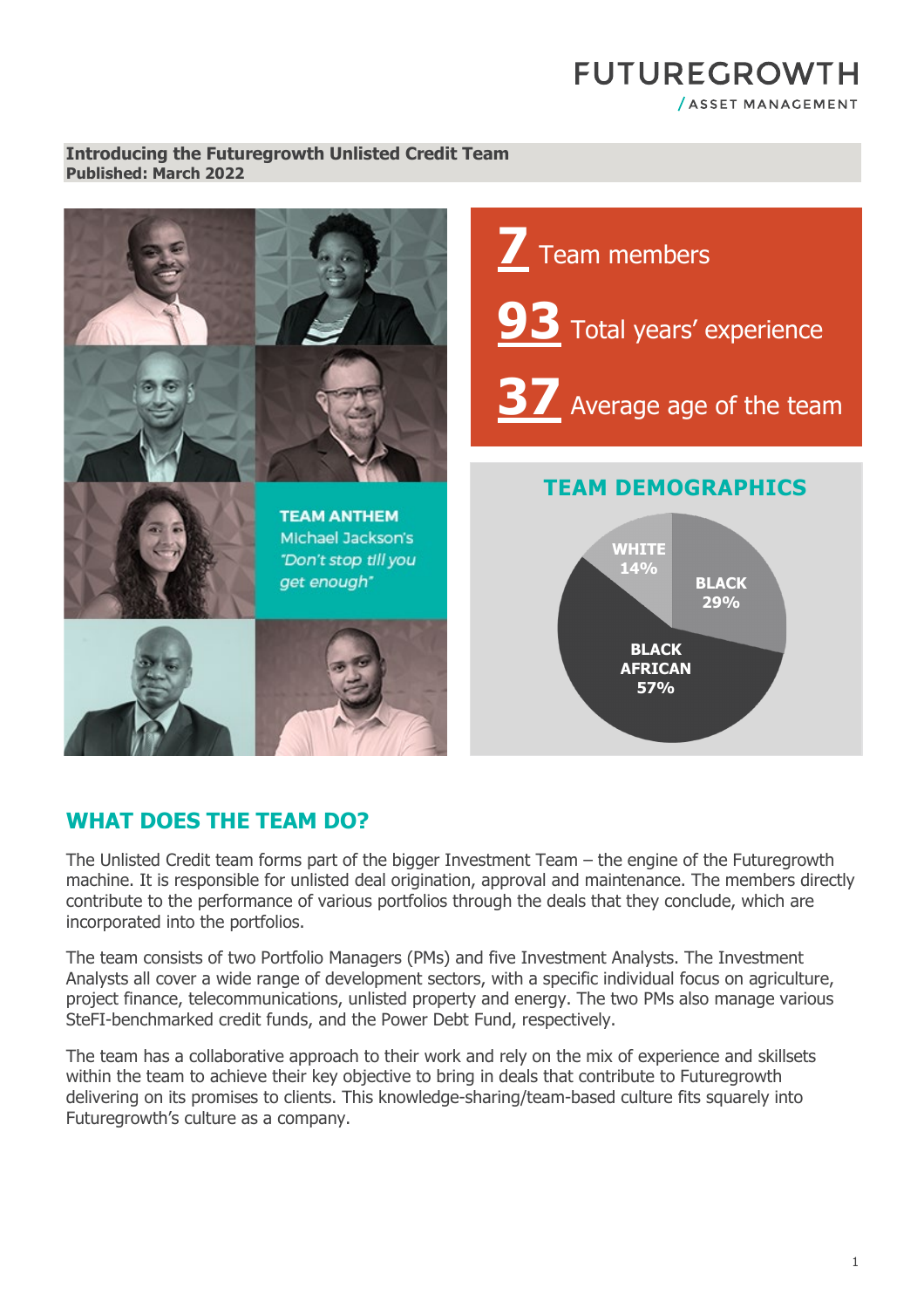FUTUREGROWTH
/ ASSET MANAGEMENT

**Introducing the Futuregrowth Unlisted Credit Team**
**Published: March 2022**

**TEAM ANTHEM**
Michael Jackson's
*"Don't stop till you get enough"*

**7** Team members

**93** Total years' experience

**37** Average age of the team

## TEAM DEMOGRAPHICS

- WHITE 14%
- BLACK 29%
- BLACK AFRICAN 57%

## WHAT DOES THE TEAM DO?

The Unlisted Credit team forms part of the bigger Investment Team – the engine of the Futuregrowth machine. It is responsible for unlisted deal origination, approval and maintenance. The members directly contribute to the performance of various portfolios through the deals that they conclude, which are incorporated into the portfolios.

The team consists of two Portfolio Managers (PMs) and five Investment Analysts. The Investment Analysts all cover a wide range of development sectors, with a specific individual focus on agriculture, project finance, telecommunications, unlisted property and energy. The two PMs also manage various SteFI-benchmarked credit funds, and the Power Debt Fund, respectively.

The team has a collaborative approach to their work and rely on the mix of experience and skillsets within the team to achieve their key objective to bring in deals that contribute to Futuregrowth delivering on its promises to clients. This knowledge-sharing/team-based culture fits squarely into Futuregrowth's culture as a company.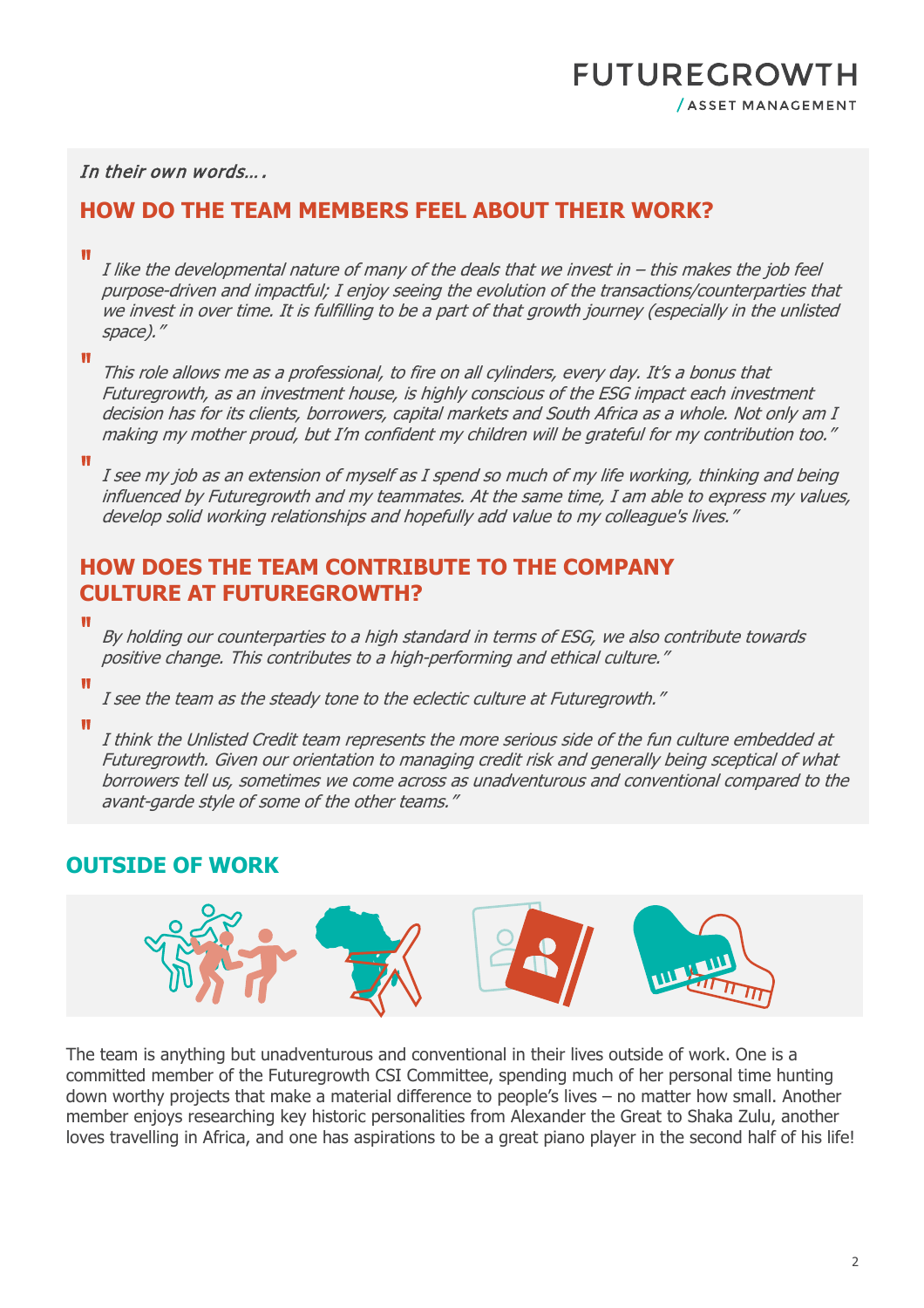*In their own words….*

## HOW DO THE TEAM MEMBERS FEEL ABOUT THEIR WORK?

> "I like the developmental nature of many of the deals that we invest in – this makes the job feel purpose-driven and impactful; I enjoy seeing the evolution of the transactions/counterparties that we invest in over time. It is fulfilling to be a part of that growth journey (especially in the unlisted space)."

> "This role allows me as a professional, to fire on all cylinders, every day. It's a bonus that Futuregrowth, as an investment house, is highly conscious of the ESG impact each investment decision has for its clients, borrowers, capital markets and South Africa as a whole. Not only am I making my mother proud, but I'm confident my children will be grateful for my contribution too."

> "I see my job as an extension of myself as I spend so much of my life working, thinking and being influenced by Futuregrowth and my teammates. At the same time, I am able to express my values, develop solid working relationships and hopefully add value to my colleague's lives."

## HOW DOES THE TEAM CONTRIBUTE TO THE COMPANY CULTURE AT FUTUREGROWTH?

> "By holding our counterparties to a high standard in terms of ESG, we also contribute towards positive change. This contributes to a high-performing and ethical culture."

> "I see the team as the steady tone to the eclectic culture at Futuregrowth."

> "I think the Unlisted Credit team represents the more serious side of the fun culture embedded at Futuregrowth. Given our orientation to managing credit risk and generally being sceptical of what borrowers tell us, sometimes we come across as unadventurous and conventional compared to the avant-garde style of some of the other teams."

## OUTSIDE OF WORK

The team is anything but unadventurous and conventional in their lives outside of work. One is a committed member of the Futuregrowth CSI Committee, spending much of her personal time hunting down worthy projects that make a material difference to people's lives – no matter how small. Another member enjoys researching key historic personalities from Alexander the Great to Shaka Zulu, another loves travelling in Africa, and one has aspirations to be a great piano player in the second half of his life!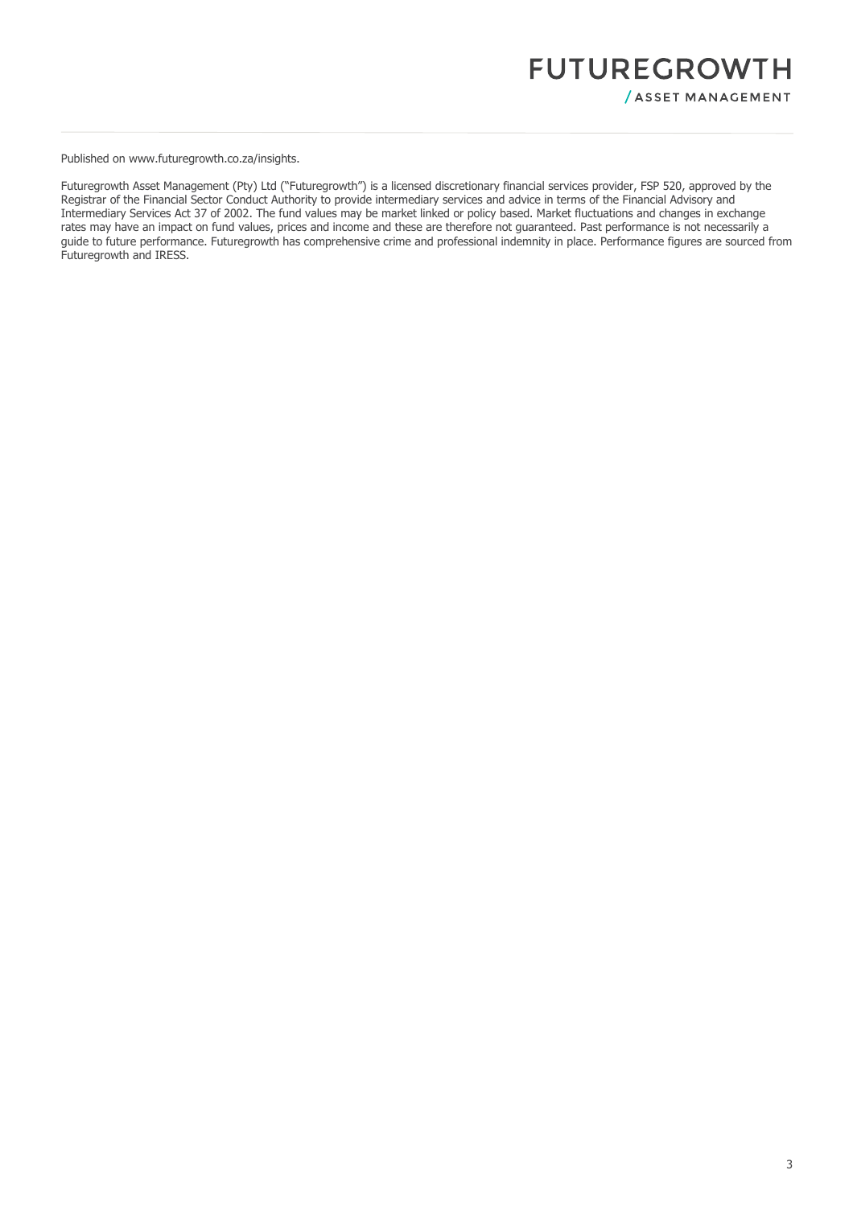Published on www.futuregrowth.co.za/insights.

Futuregrowth Asset Management (Pty) Ltd ("Futuregrowth") is a licensed discretionary financial services provider, FSP 520, approved by the Registrar of the Financial Sector Conduct Authority to provide intermediary services and advice in terms of the Financial Advisory and Intermediary Services Act 37 of 2002. The fund values may be market linked or policy based. Market fluctuations and changes in exchange rates may have an impact on fund values, prices and income and these are therefore not guaranteed. Past performance is not necessarily a guide to future performance. Futuregrowth has comprehensive crime and professional indemnity in place. Performance figures are sourced from Futuregrowth and IRESS.